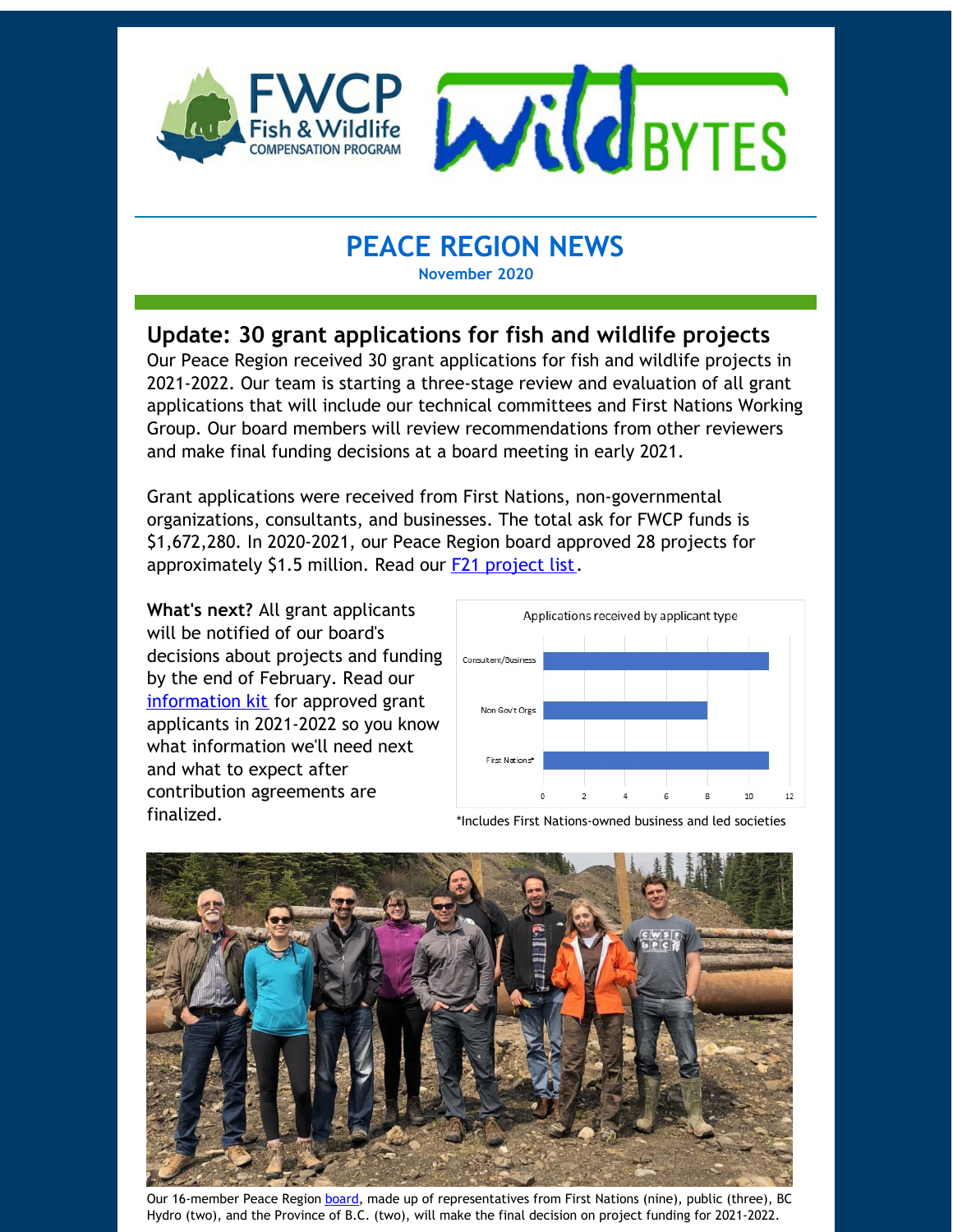# PEACE REGION NEWS

**November 2020**

## Update: 30 grant applications for fish and wildlife projects

Our Peace Region received 30 grant applications for fish and wildlife projects in 2021-2022. Our team is starting a three-stage review and evaluation of all grant applications that will include our technical committees and First Nations Working Group. Our board members will review recommendations from other reviewers and make final funding decisions at a board meeting in early 2021.

Grant applications were received from First Nations, non-governmental organizations, consultants, and businesses. The total ask for FWCP funds is $1,672,280. In 2020-2021, our Peace Region board approved 28 projects for approximately $1.5 million. Read our F21 project list.

**What's next?** All grant applicants will be notified of our board's decisions about projects and funding by the end of February. Read our information kit for approved grant applicants in 2021-2022 so you know what information we'll need next and what to expect after contribution agreements are finalized.

Applications received by applicant type

| Applicant type | Applications |
| --- | --- |
| Consultant/Business | 11 |
| Non Gov't Orgs | 8 |
| First Nations* | 11 |

*Includes First Nations-owned business and led societies

Our 16-member Peace Region board, made up of representatives from First Nations (nine), public (three), BC Hydro (two), and the Province of B.C. (two), will make the final decision on project funding for 2021-2022.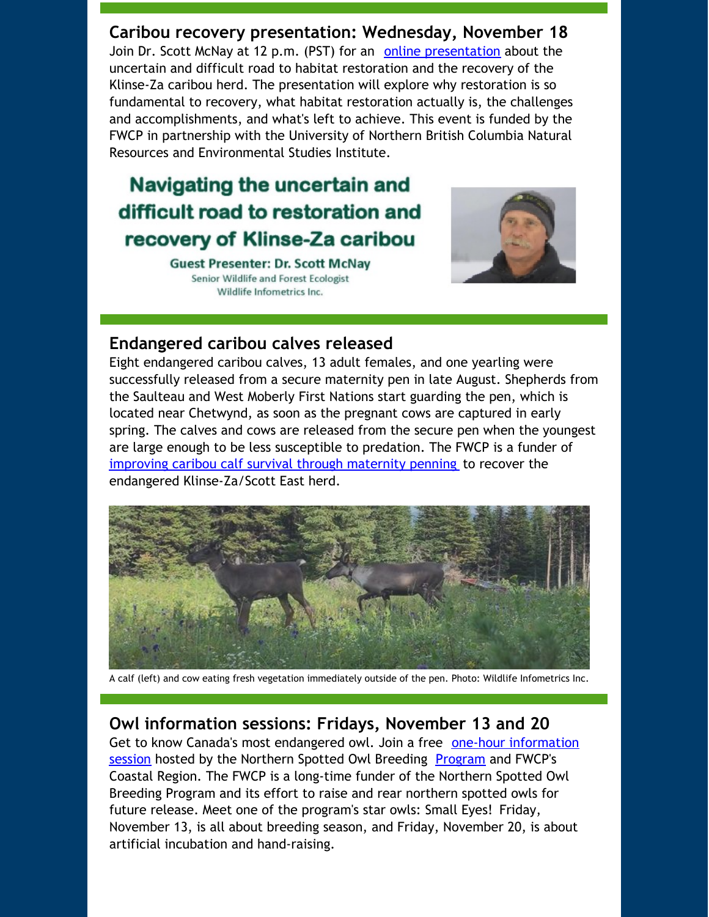## Caribou recovery presentation: Wednesday, November 18

Join Dr. Scott McNay at 12 p.m. (PST) for an online presentation about the uncertain and difficult road to habitat restoration and the recovery of the Klinse-Za caribou herd. The presentation will explore why restoration is so fundamental to recovery, what habitat restoration actually is, the challenges and accomplishments, and what's left to achieve. This event is funded by the FWCP in partnership with the University of Northern British Columbia Natural Resources and Environmental Studies Institute.

**Navigating the uncertain and difficult road to restoration and recovery of Klinse-Za caribou**

**Guest Presenter: Dr. Scott McNay**
Senior Wildlife and Forest Ecologist
Wildlife Infometrics Inc.

## Endangered caribou calves released

Eight endangered caribou calves, 13 adult females, and one yearling were successfully released from a secure maternity pen in late August. Shepherds from the Saulteau and West Moberly First Nations start guarding the pen, which is located near Chetwynd, as soon as the pregnant cows are captured in early spring. The calves and cows are released from the secure pen when the youngest are large enough to be less susceptible to predation. The FWCP is a funder of improving caribou calf survival through maternity penning to recover the endangered Klinse-Za/Scott East herd.

A calf (left) and cow eating fresh vegetation immediately outside of the pen. Photo: Wildlife Infometrics Inc.

## Owl information sessions: Fridays, November 13 and 20

Get to know Canada's most endangered owl. Join a free one-hour information session hosted by the Northern Spotted Owl Breeding Program and FWCP's Coastal Region. The FWCP is a long-time funder of the Northern Spotted Owl Breeding Program and its effort to raise and rear northern spotted owls for future release. Meet one of the program's star owls: Small Eyes! Friday, November 13, is all about breeding season, and Friday, November 20, is about artificial incubation and hand-raising.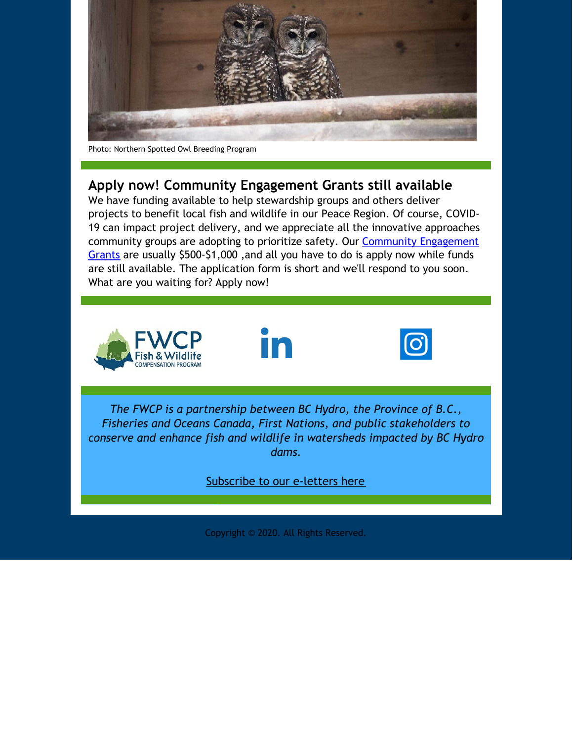Photo: Northern Spotted Owl Breeding Program

## Apply now! Community Engagement Grants still available

We have funding available to help stewardship groups and others deliver projects to benefit local fish and wildlife in our Peace Region. Of course, COVID-19 can impact project delivery, and we appreciate all the innovative approaches community groups are adopting to prioritize safety. Our [Community Engagement Grants]() are usually $500-$1,000 ,and all you have to do is apply now while funds are still available. The application form is short and we'll respond to you soon. What are you waiting for? Apply now!

*The FWCP is a partnership between BC Hydro, the Province of B.C., Fisheries and Oceans Canada, First Nations, and public stakeholders to conserve and enhance fish and wildlife in watersheds impacted by BC Hydro dams.*

[Subscribe to our e-letters here]()

Copyright © 2020. All Rights Reserved.